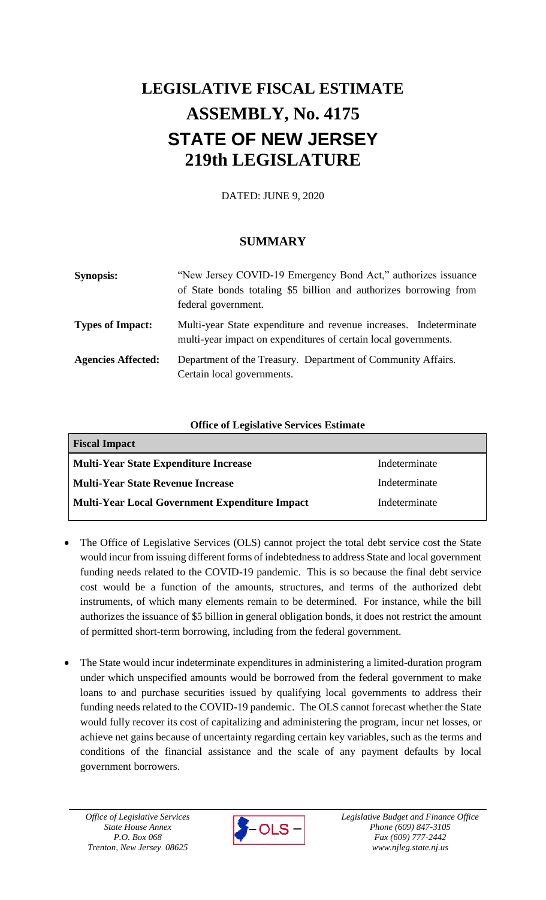# LEGISLATIVE FISCAL ESTIMATE
# ASSEMBLY, No. 4175
# STATE OF NEW JERSEY
# 219th LEGISLATURE

DATED: JUNE 9, 2020

## SUMMARY

**Synopsis:** "New Jersey COVID-19 Emergency Bond Act," authorizes issuance of State bonds totaling $5 billion and authorizes borrowing from federal government.

**Types of Impact:** Multi-year State expenditure and revenue increases. Indeterminate multi-year impact on expenditures of certain local governments.

**Agencies Affected:** Department of the Treasury. Department of Community Affairs. Certain local governments.

**Office of Legislative Services Estimate**

| **Fiscal Impact** | |
|---|---|
| **Multi-Year State Expenditure Increase** | Indeterminate |
| **Multi-Year State Revenue Increase** | Indeterminate |
| **Multi-Year Local Government Expenditure Impact** | Indeterminate |

- The Office of Legislative Services (OLS) cannot project the total debt service cost the State would incur from issuing different forms of indebtedness to address State and local government funding needs related to the COVID-19 pandemic. This is so because the final debt service cost would be a function of the amounts, structures, and terms of the authorized debt instruments, of which many elements remain to be determined. For instance, while the bill authorizes the issuance of $5 billion in general obligation bonds, it does not restrict the amount of permitted short-term borrowing, including from the federal government.

- The State would incur indeterminate expenditures in administering a limited-duration program under which unspecified amounts would be borrowed from the federal government to make loans to and purchase securities issued by qualifying local governments to address their funding needs related to the COVID-19 pandemic. The OLS cannot forecast whether the State would fully recover its cost of capitalizing and administering the program, incur net losses, or achieve net gains because of uncertainty regarding certain key variables, such as the terms and conditions of the financial assistance and the scale of any payment defaults by local government borrowers.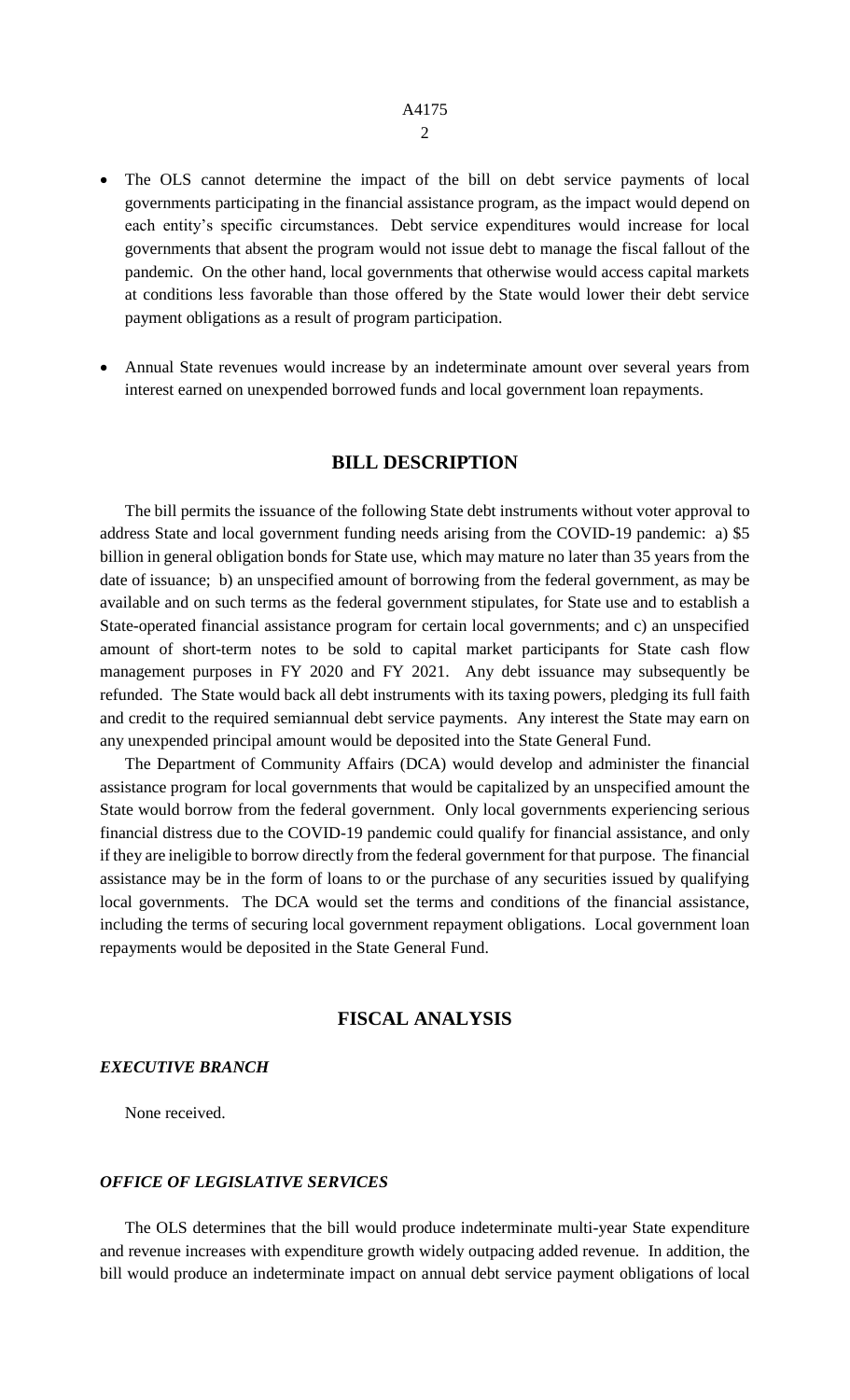- The OLS cannot determine the impact of the bill on debt service payments of local governments participating in the financial assistance program, as the impact would depend on each entity's specific circumstances. Debt service expenditures would increase for local governments that absent the program would not issue debt to manage the fiscal fallout of the pandemic. On the other hand, local governments that otherwise would access capital markets at conditions less favorable than those offered by the State would lower their debt service payment obligations as a result of program participation.

- Annual State revenues would increase by an indeterminate amount over several years from interest earned on unexpended borrowed funds and local government loan repayments.

## BILL DESCRIPTION

The bill permits the issuance of the following State debt instruments without voter approval to address State and local government funding needs arising from the COVID-19 pandemic: a) $5 billion in general obligation bonds for State use, which may mature no later than 35 years from the date of issuance; b) an unspecified amount of borrowing from the federal government, as may be available and on such terms as the federal government stipulates, for State use and to establish a State-operated financial assistance program for certain local governments; and c) an unspecified amount of short-term notes to be sold to capital market participants for State cash flow management purposes in FY 2020 and FY 2021. Any debt issuance may subsequently be refunded. The State would back all debt instruments with its taxing powers, pledging its full faith and credit to the required semiannual debt service payments. Any interest the State may earn on any unexpended principal amount would be deposited into the State General Fund.

The Department of Community Affairs (DCA) would develop and administer the financial assistance program for local governments that would be capitalized by an unspecified amount the State would borrow from the federal government. Only local governments experiencing serious financial distress due to the COVID-19 pandemic could qualify for financial assistance, and only if they are ineligible to borrow directly from the federal government for that purpose. The financial assistance may be in the form of loans to or the purchase of any securities issued by qualifying local governments. The DCA would set the terms and conditions of the financial assistance, including the terms of securing local government repayment obligations. Local government loan repayments would be deposited in the State General Fund.

## FISCAL ANALYSIS

### *EXECUTIVE BRANCH*

None received.

### *OFFICE OF LEGISLATIVE SERVICES*

The OLS determines that the bill would produce indeterminate multi-year State expenditure and revenue increases with expenditure growth widely outpacing added revenue. In addition, the bill would produce an indeterminate impact on annual debt service payment obligations of local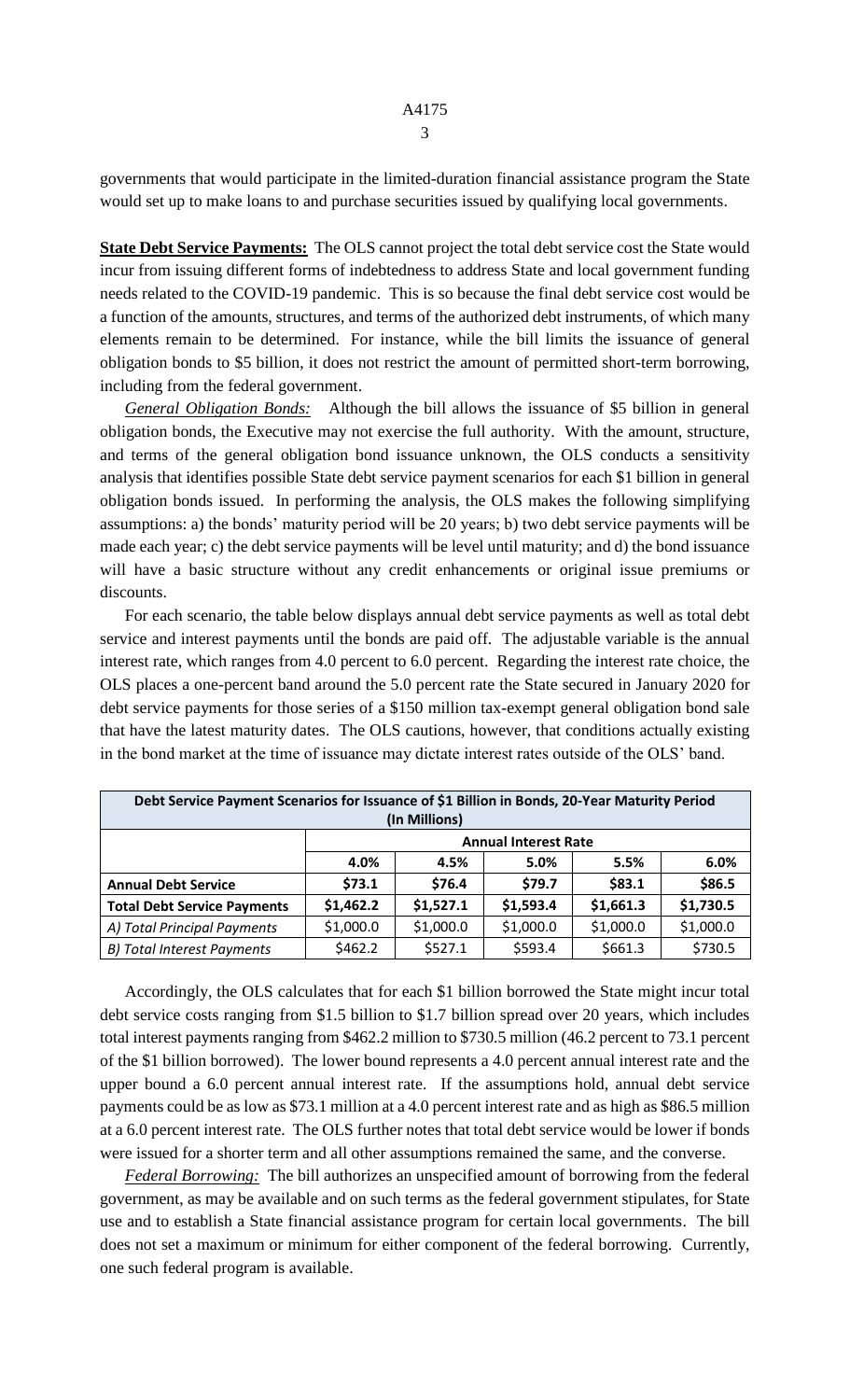governments that would participate in the limited-duration financial assistance program the State would set up to make loans to and purchase securities issued by qualifying local governments.

**State Debt Service Payments:** The OLS cannot project the total debt service cost the State would incur from issuing different forms of indebtedness to address State and local government funding needs related to the COVID-19 pandemic. This is so because the final debt service cost would be a function of the amounts, structures, and terms of the authorized debt instruments, of which many elements remain to be determined. For instance, while the bill limits the issuance of general obligation bonds to $5 billion, it does not restrict the amount of permitted short-term borrowing, including from the federal government.

*General Obligation Bonds:* Although the bill allows the issuance of $5 billion in general obligation bonds, the Executive may not exercise the full authority. With the amount, structure, and terms of the general obligation bond issuance unknown, the OLS conducts a sensitivity analysis that identifies possible State debt service payment scenarios for each $1 billion in general obligation bonds issued. In performing the analysis, the OLS makes the following simplifying assumptions: a) the bonds' maturity period will be 20 years; b) two debt service payments will be made each year; c) the debt service payments will be level until maturity; and d) the bond issuance will have a basic structure without any credit enhancements or original issue premiums or discounts.

For each scenario, the table below displays annual debt service payments as well as total debt service and interest payments until the bonds are paid off. The adjustable variable is the annual interest rate, which ranges from 4.0 percent to 6.0 percent. Regarding the interest rate choice, the OLS places a one-percent band around the 5.0 percent rate the State secured in January 2020 for debt service payments for those series of a $150 million tax-exempt general obligation bond sale that have the latest maturity dates. The OLS cautions, however, that conditions actually existing in the bond market at the time of issuance may dictate interest rates outside of the OLS' band.

| **Debt Service Payment Scenarios for Issuance of $1 Billion in Bonds, 20-Year Maturity Period (In Millions)** | | | | | |
|---|---|---|---|---|---|
| | **Annual Interest Rate** | | | | |
| | **4.0%** | **4.5%** | **5.0%** | **5.5%** | **6.0%** |
| **Annual Debt Service** | **$73.1** | **$76.4** | **$79.7** | **$83.1** | **$86.5** |
| **Total Debt Service Payments** | **$1,462.2** | **$1,527.1** | **$1,593.4** | **$1,661.3** | **$1,730.5** |
| *A) Total Principal Payments* | $1,000.0 | $1,000.0 | $1,000.0 | $1,000.0 | $1,000.0 |
| *B) Total Interest Payments* | $462.2 | $527.1 | $593.4 | $661.3 | $730.5 |

Accordingly, the OLS calculates that for each $1 billion borrowed the State might incur total debt service costs ranging from $1.5 billion to $1.7 billion spread over 20 years, which includes total interest payments ranging from $462.2 million to $730.5 million (46.2 percent to 73.1 percent of the $1 billion borrowed). The lower bound represents a 4.0 percent annual interest rate and the upper bound a 6.0 percent annual interest rate. If the assumptions hold, annual debt service payments could be as low as $73.1 million at a 4.0 percent interest rate and as high as $86.5 million at a 6.0 percent interest rate. The OLS further notes that total debt service would be lower if bonds were issued for a shorter term and all other assumptions remained the same, and the converse.

*Federal Borrowing:* The bill authorizes an unspecified amount of borrowing from the federal government, as may be available and on such terms as the federal government stipulates, for State use and to establish a State financial assistance program for certain local governments. The bill does not set a maximum or minimum for either component of the federal borrowing. Currently, one such federal program is available.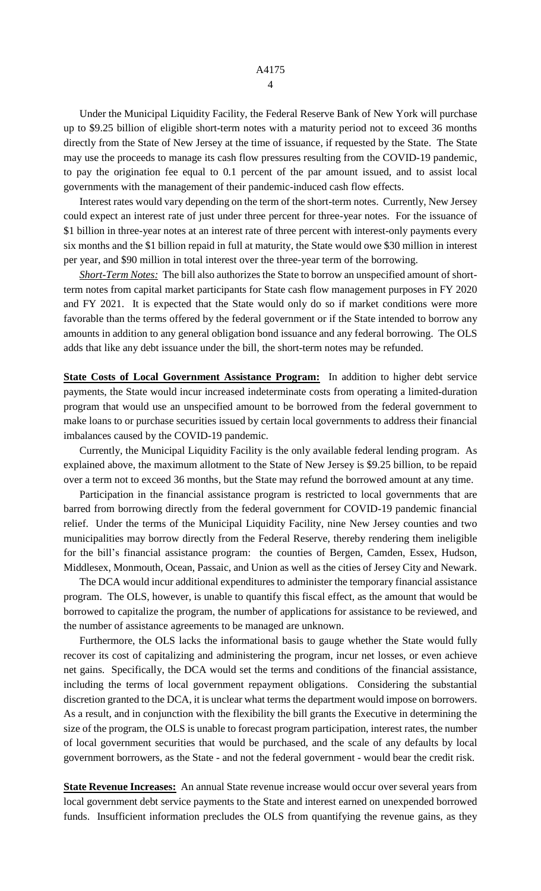Under the Municipal Liquidity Facility, the Federal Reserve Bank of New York will purchase up to $9.25 billion of eligible short-term notes with a maturity period not to exceed 36 months directly from the State of New Jersey at the time of issuance, if requested by the State. The State may use the proceeds to manage its cash flow pressures resulting from the COVID-19 pandemic, to pay the origination fee equal to 0.1 percent of the par amount issued, and to assist local governments with the management of their pandemic-induced cash flow effects.

Interest rates would vary depending on the term of the short-term notes. Currently, New Jersey could expect an interest rate of just under three percent for three-year notes. For the issuance of $1 billion in three-year notes at an interest rate of three percent with interest-only payments every six months and the $1 billion repaid in full at maturity, the State would owe $30 million in interest per year, and $90 million in total interest over the three-year term of the borrowing.

***Short-Term Notes:*** The bill also authorizes the State to borrow an unspecified amount of short-term notes from capital market participants for State cash flow management purposes in FY 2020 and FY 2021. It is expected that the State would only do so if market conditions were more favorable than the terms offered by the federal government or if the State intended to borrow any amounts in addition to any general obligation bond issuance and any federal borrowing. The OLS adds that like any debt issuance under the bill, the short-term notes may be refunded.

**State Costs of Local Government Assistance Program:** In addition to higher debt service payments, the State would incur increased indeterminate costs from operating a limited-duration program that would use an unspecified amount to be borrowed from the federal government to make loans to or purchase securities issued by certain local governments to address their financial imbalances caused by the COVID-19 pandemic.

Currently, the Municipal Liquidity Facility is the only available federal lending program. As explained above, the maximum allotment to the State of New Jersey is $9.25 billion, to be repaid over a term not to exceed 36 months, but the State may refund the borrowed amount at any time.

Participation in the financial assistance program is restricted to local governments that are barred from borrowing directly from the federal government for COVID-19 pandemic financial relief. Under the terms of the Municipal Liquidity Facility, nine New Jersey counties and two municipalities may borrow directly from the Federal Reserve, thereby rendering them ineligible for the bill's financial assistance program: the counties of Bergen, Camden, Essex, Hudson, Middlesex, Monmouth, Ocean, Passaic, and Union as well as the cities of Jersey City and Newark.

The DCA would incur additional expenditures to administer the temporary financial assistance program. The OLS, however, is unable to quantify this fiscal effect, as the amount that would be borrowed to capitalize the program, the number of applications for assistance to be reviewed, and the number of assistance agreements to be managed are unknown.

Furthermore, the OLS lacks the informational basis to gauge whether the State would fully recover its cost of capitalizing and administering the program, incur net losses, or even achieve net gains. Specifically, the DCA would set the terms and conditions of the financial assistance, including the terms of local government repayment obligations. Considering the substantial discretion granted to the DCA, it is unclear what terms the department would impose on borrowers. As a result, and in conjunction with the flexibility the bill grants the Executive in determining the size of the program, the OLS is unable to forecast program participation, interest rates, the number of local government securities that would be purchased, and the scale of any defaults by local government borrowers, as the State - and not the federal government - would bear the credit risk.

**State Revenue Increases:** An annual State revenue increase would occur over several years from local government debt service payments to the State and interest earned on unexpended borrowed funds. Insufficient information precludes the OLS from quantifying the revenue gains, as they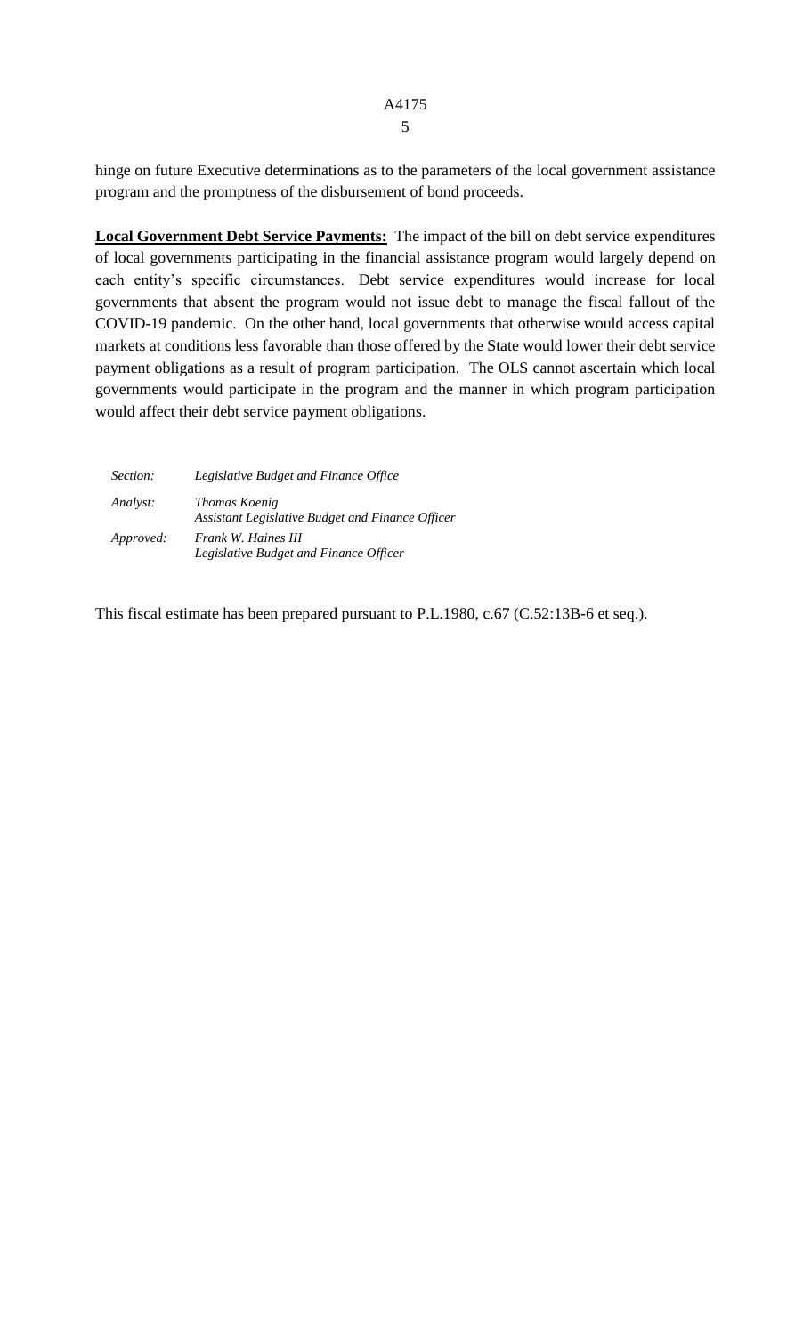hinge on future Executive determinations as to the parameters of the local government assistance program and the promptness of the disbursement of bond proceeds.

**Local Government Debt Service Payments:** The impact of the bill on debt service expenditures of local governments participating in the financial assistance program would largely depend on each entity's specific circumstances. Debt service expenditures would increase for local governments that absent the program would not issue debt to manage the fiscal fallout of the COVID-19 pandemic. On the other hand, local governments that otherwise would access capital markets at conditions less favorable than those offered by the State would lower their debt service payment obligations as a result of program participation. The OLS cannot ascertain which local governments would participate in the program and the manner in which program participation would affect their debt service payment obligations.

| | |
|---|---|
| *Section:* | *Legislative Budget and Finance Office* |
| *Analyst:* | *Thomas Koenig*<br>*Assistant Legislative Budget and Finance Officer* |
| *Approved:* | *Frank W. Haines III*<br>*Legislative Budget and Finance Officer* |

This fiscal estimate has been prepared pursuant to P.L.1980, c.67 (C.52:13B-6 et seq.).